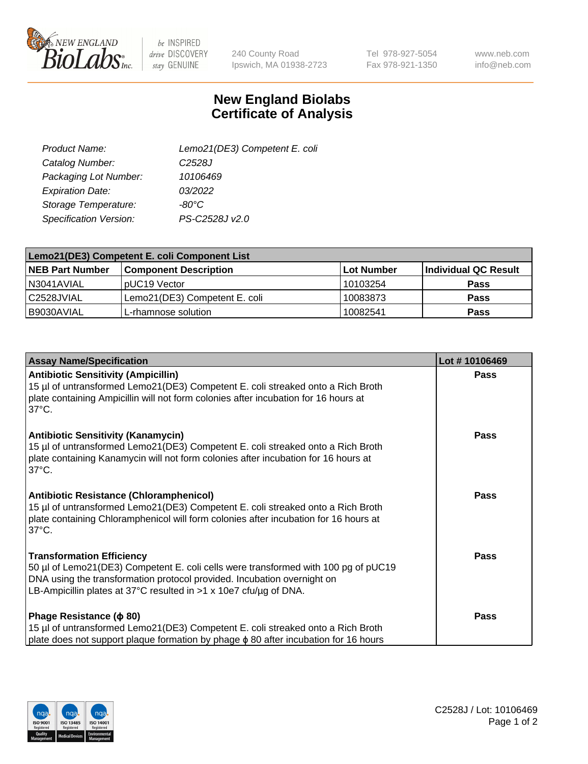New England BioLabs Inc. — be INSPIRED drive DISCOVERY stay GENUINE

240 County Road
Ipswich, MA 01938-2723

Tel 978-927-5054
Fax 978-921-1350

www.neb.com
info@neb.com

# New England Biolabs Certificate of Analysis

| | |
|---|---|
| *Product Name:* | *Lemo21(DE3) Competent E. coli* |
| *Catalog Number:* | *C2528J* |
| *Packaging Lot Number:* | *10106469* |
| *Expiration Date:* | *03/2022* |
| *Storage Temperature:* | *-80°C* |
| *Specification Version:* | *PS-C2528J v2.0* |

| **Lemo21(DE3) Competent E. coli Component List** | | | |
|---|---|---|---|
| **NEB Part Number** | **Component Description** | **Lot Number** | **Individual QC Result** |
| N3041AVIAL | pUC19 Vector | 10103254 | **Pass** |
| C2528JVIAL | Lemo21(DE3) Competent E. coli | 10083873 | **Pass** |
| B9030AVIAL | L-rhamnose solution | 10082541 | **Pass** |

| Assay Name/Specification | Lot # 10106469 |
|---|---|
| **Antibiotic Sensitivity (Ampicillin)**<br>15 µl of untransformed Lemo21(DE3) Competent E. coli streaked onto a Rich Broth plate containing Ampicillin will not form colonies after incubation for 16 hours at 37°C. | **Pass** |
| **Antibiotic Sensitivity (Kanamycin)**<br>15 µl of untransformed Lemo21(DE3) Competent E. coli streaked onto a Rich Broth plate containing Kanamycin will not form colonies after incubation for 16 hours at 37°C. | **Pass** |
| **Antibiotic Resistance (Chloramphenicol)**<br>15 µl of untransformed Lemo21(DE3) Competent E. coli streaked onto a Rich Broth plate containing Chloramphenicol will form colonies after incubation for 16 hours at 37°C. | **Pass** |
| **Transformation Efficiency**<br>50 µl of Lemo21(DE3) Competent E. coli cells were transformed with 100 pg of pUC19 DNA using the transformation protocol provided. Incubation overnight on LB-Ampicillin plates at 37°C resulted in >1 x 10e7 cfu/µg of DNA. | **Pass** |
| **Phage Resistance (ϕ 80)**<br>15 µl of untransformed Lemo21(DE3) Competent E. coli streaked onto a Rich Broth plate does not support plaque formation by phage ϕ 80 after incubation for 16 hours | **Pass** |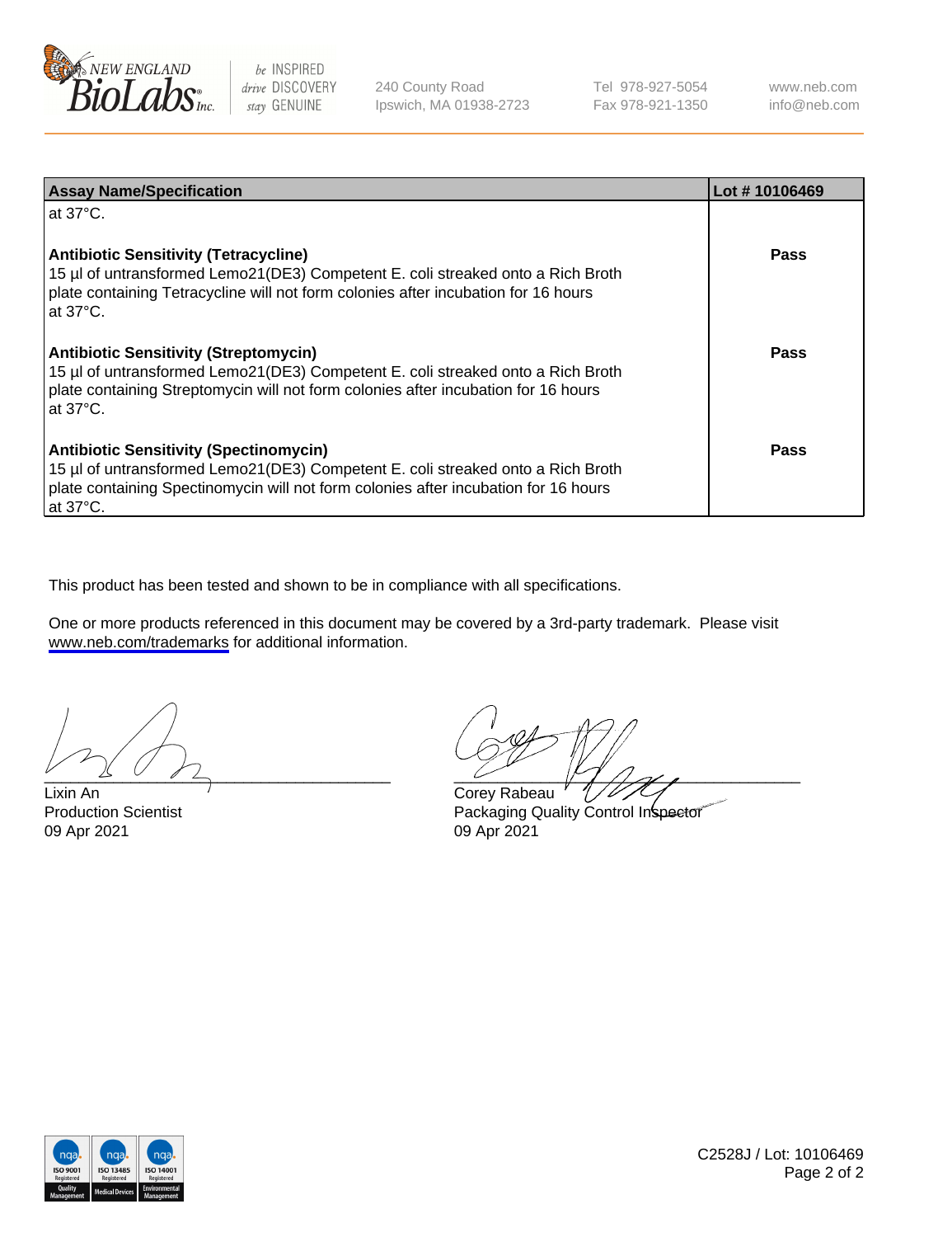| Assay Name/Specification | Lot # 10106469 |
| --- | --- |
| at 37°C. | |
| **Antibiotic Sensitivity (Tetracycline)**<br>15 µl of untransformed Lemo21(DE3) Competent E. coli streaked onto a Rich Broth plate containing Tetracycline will not form colonies after incubation for 16 hours at 37°C. | **Pass** |
| **Antibiotic Sensitivity (Streptomycin)**<br>15 µl of untransformed Lemo21(DE3) Competent E. coli streaked onto a Rich Broth plate containing Streptomycin will not form colonies after incubation for 16 hours at 37°C. | **Pass** |
| **Antibiotic Sensitivity (Spectinomycin)**<br>15 µl of untransformed Lemo21(DE3) Competent E. coli streaked onto a Rich Broth plate containing Spectinomycin will not form colonies after incubation for 16 hours at 37°C. | **Pass** |

This product has been tested and shown to be in compliance with all specifications.

One or more products referenced in this document may be covered by a 3rd-party trademark. Please visit www.neb.com/trademarks for additional information.

Lixin An
Production Scientist
09 Apr 2021

Corey Rabeau
Packaging Quality Control Inspector
09 Apr 2021

C2528J / Lot: 10106469